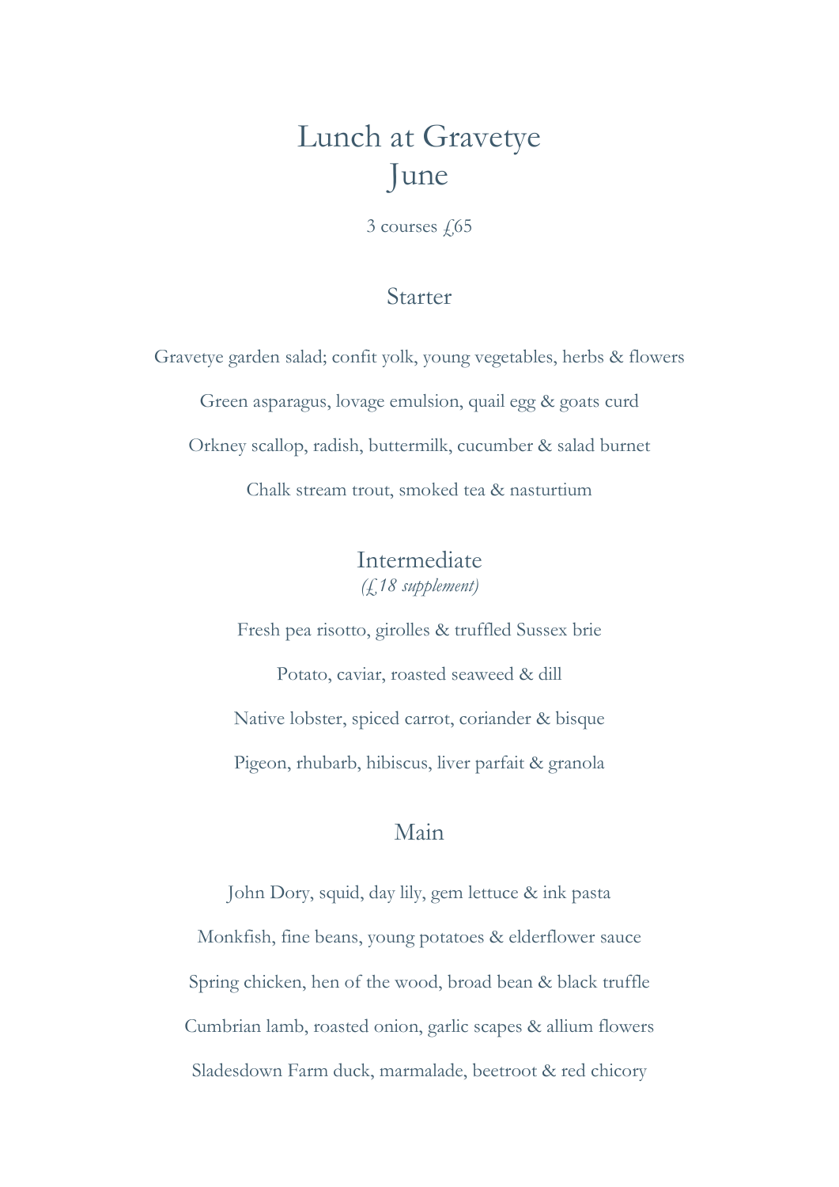# Lunch at Gravetye
# June

3 courses £65

## Starter

Gravetye garden salad; confit yolk, young vegetables, herbs & flowers

Green asparagus, lovage emulsion, quail egg & goats curd

Orkney scallop, radish, buttermilk, cucumber & salad burnet

Chalk stream trout, smoked tea & nasturtium

## Intermediate

*(£18 supplement)*

Fresh pea risotto, girolles & truffled Sussex brie

Potato, caviar, roasted seaweed & dill

Native lobster, spiced carrot, coriander & bisque

Pigeon, rhubarb, hibiscus, liver parfait & granola

## Main

John Dory, squid, day lily, gem lettuce & ink pasta

Monkfish, fine beans, young potatoes & elderflower sauce

Spring chicken, hen of the wood, broad bean & black truffle

Cumbrian lamb, roasted onion, garlic scapes & allium flowers

Sladesdown Farm duck, marmalade, beetroot & red chicory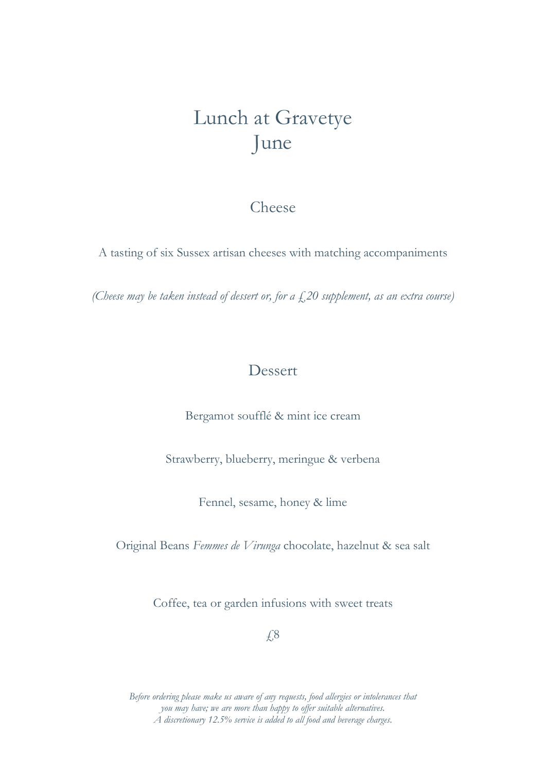# Lunch at Gravetye
# June

## Cheese

A tasting of six Sussex artisan cheeses with matching accompaniments

*(Cheese may be taken instead of dessert or, for a £20 supplement, as an extra course)*

## Dessert

Bergamot soufflé & mint ice cream

Strawberry, blueberry, meringue & verbena

Fennel, sesame, honey & lime

Original Beans *Femmes de Virunga* chocolate, hazelnut & sea salt

Coffee, tea or garden infusions with sweet treats

£8

*Before ordering please make us aware of any requests, food allergies or intolerances that you may have; we are more than happy to offer suitable alternatives.*
*A discretionary 12.5% service is added to all food and beverage charges.*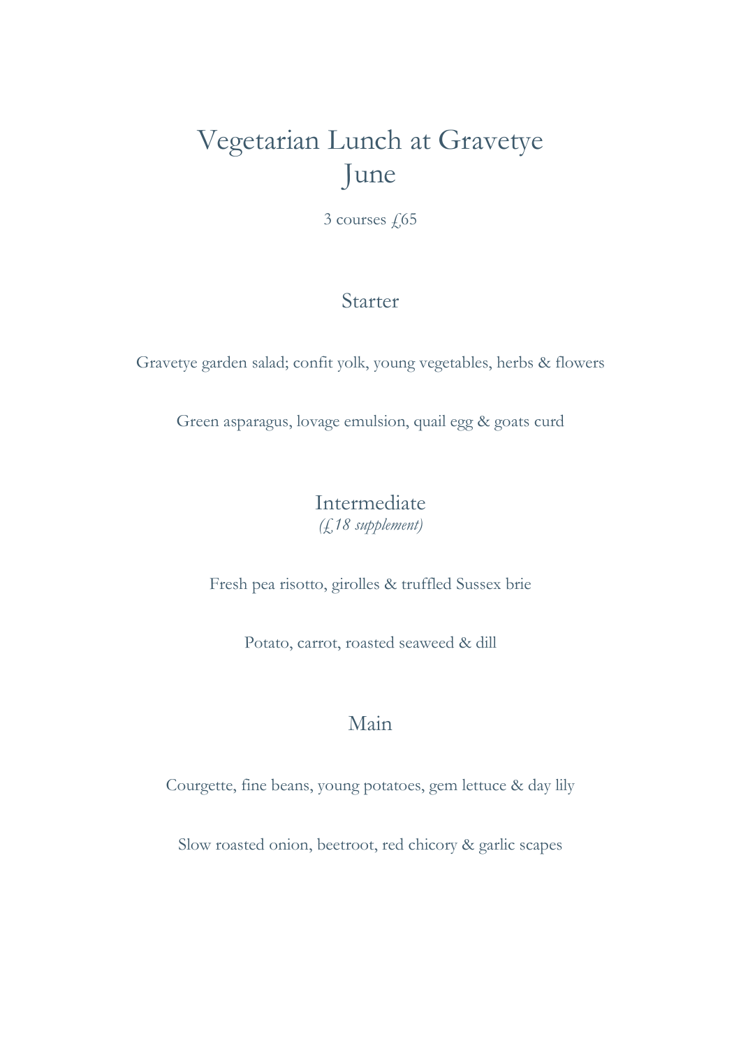# Vegetarian Lunch at Gravetye
# June

3 courses £65

## Starter

Gravetye garden salad; confit yolk, young vegetables, herbs & flowers

Green asparagus, lovage emulsion, quail egg & goats curd

## Intermediate

*(£18 supplement)*

Fresh pea risotto, girolles & truffled Sussex brie

Potato, carrot, roasted seaweed & dill

## Main

Courgette, fine beans, young potatoes, gem lettuce & day lily

Slow roasted onion, beetroot, red chicory & garlic scapes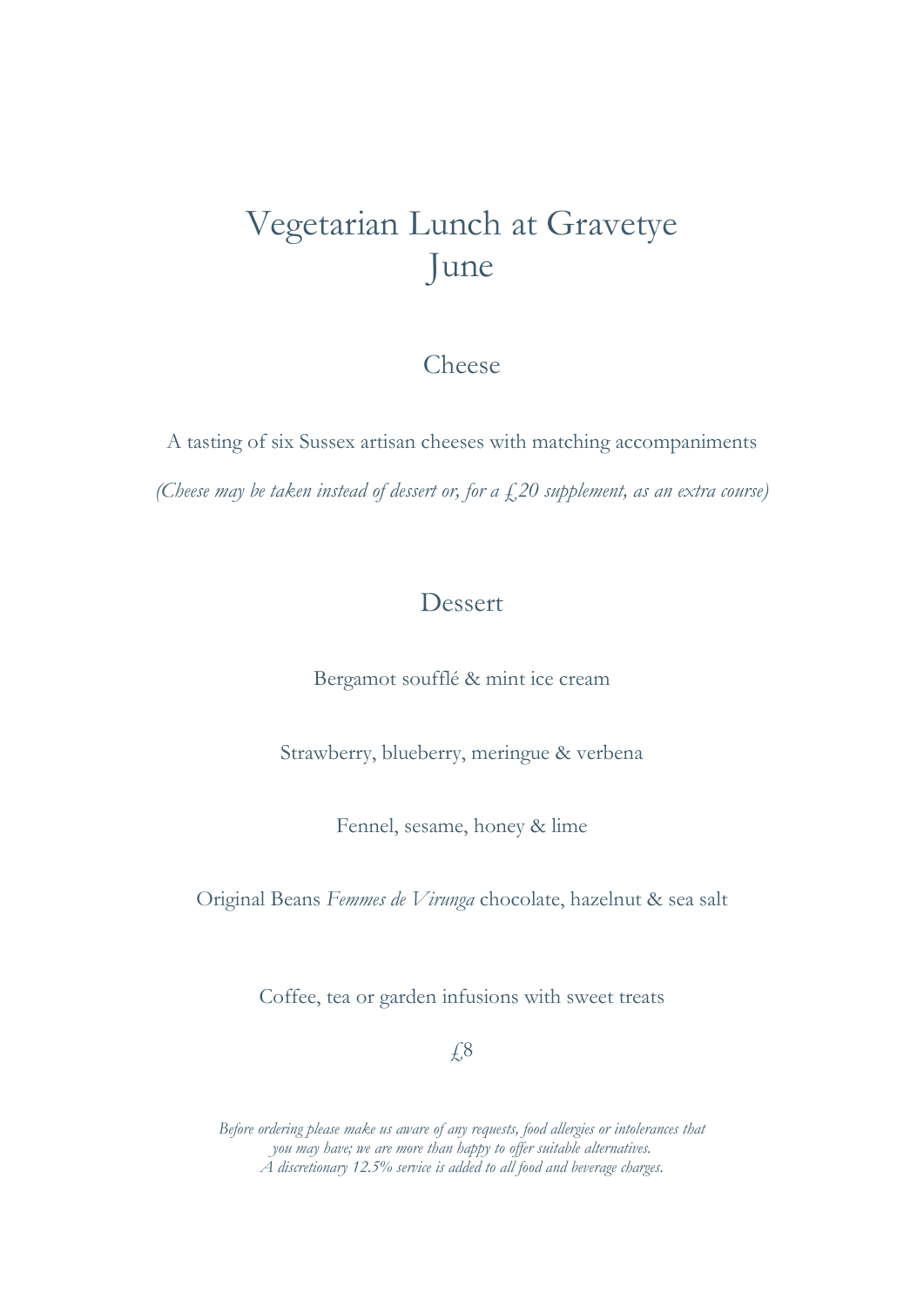# Vegetarian Lunch at Gravetye
# June

## Cheese

A tasting of six Sussex artisan cheeses with matching accompaniments

*(Cheese may be taken instead of dessert or, for a £20 supplement, as an extra course)*

## Dessert

Bergamot soufflé & mint ice cream

Strawberry, blueberry, meringue & verbena

Fennel, sesame, honey & lime

Original Beans *Femmes de Virunga* chocolate, hazelnut & sea salt

Coffee, tea or garden infusions with sweet treats

£8

*Before ordering please make us aware of any requests, food allergies or intolerances that you may have; we are more than happy to offer suitable alternatives.*
*A discretionary 12.5% service is added to all food and beverage charges.*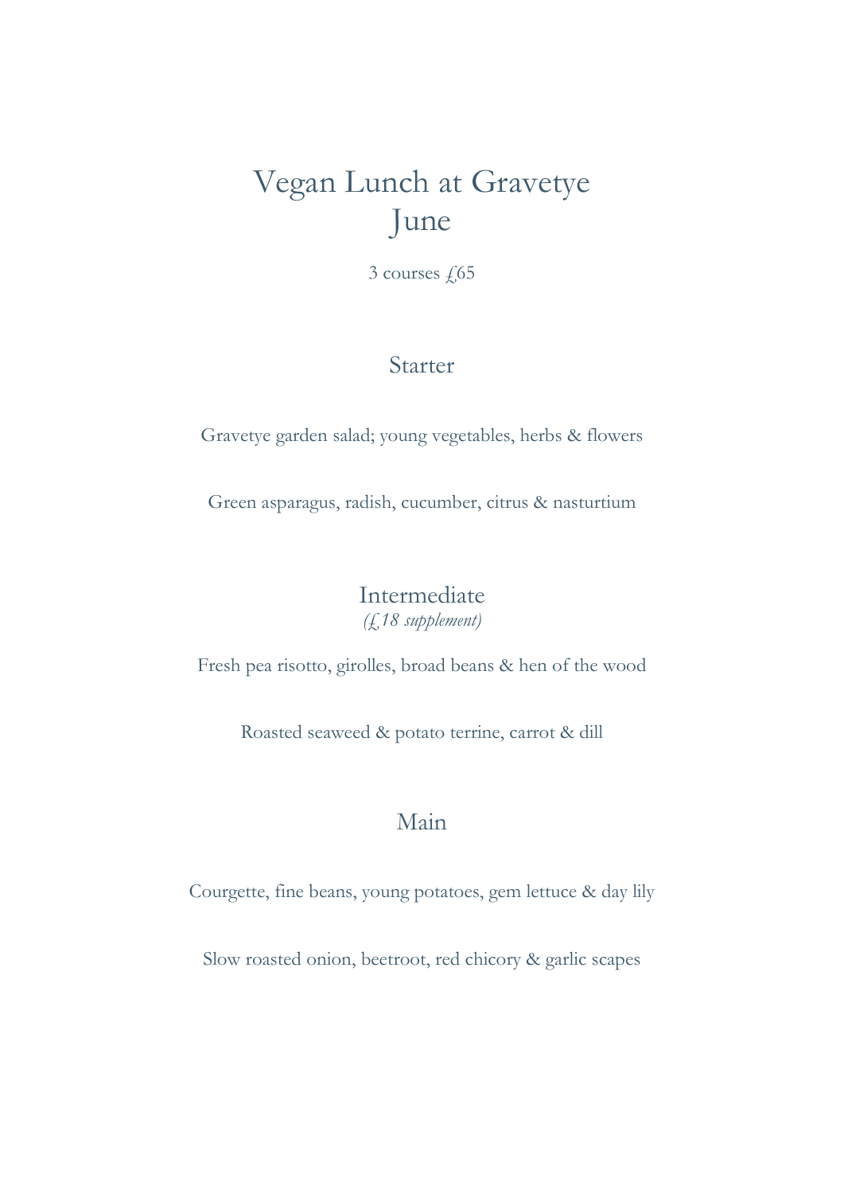# Vegan Lunch at Gravetye
# June

3 courses £65

## Starter

Gravetye garden salad; young vegetables, herbs & flowers

Green asparagus, radish, cucumber, citrus & nasturtium

## Intermediate

*(£18 supplement)*

Fresh pea risotto, girolles, broad beans & hen of the wood

Roasted seaweed & potato terrine, carrot & dill

## Main

Courgette, fine beans, young potatoes, gem lettuce & day lily

Slow roasted onion, beetroot, red chicory & garlic scapes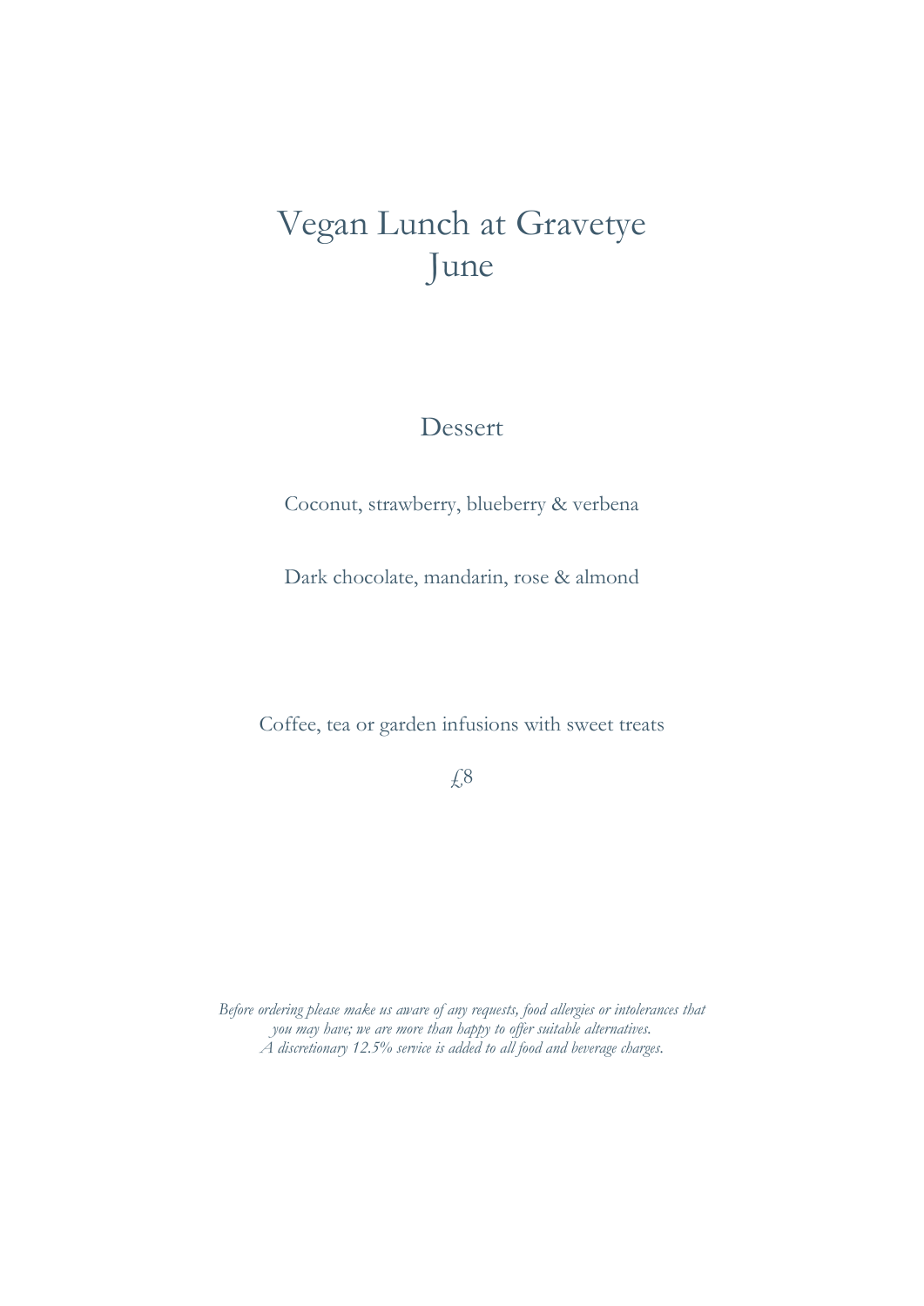# Vegan Lunch at Gravetye
# June

## Dessert

Coconut, strawberry, blueberry & verbena

Dark chocolate, mandarin, rose & almond

Coffee, tea or garden infusions with sweet treats

£8

*Before ordering please make us aware of any requests, food allergies or intolerances that you may have; we are more than happy to offer suitable alternatives.*
*A discretionary 12.5% service is added to all food and beverage charges.*